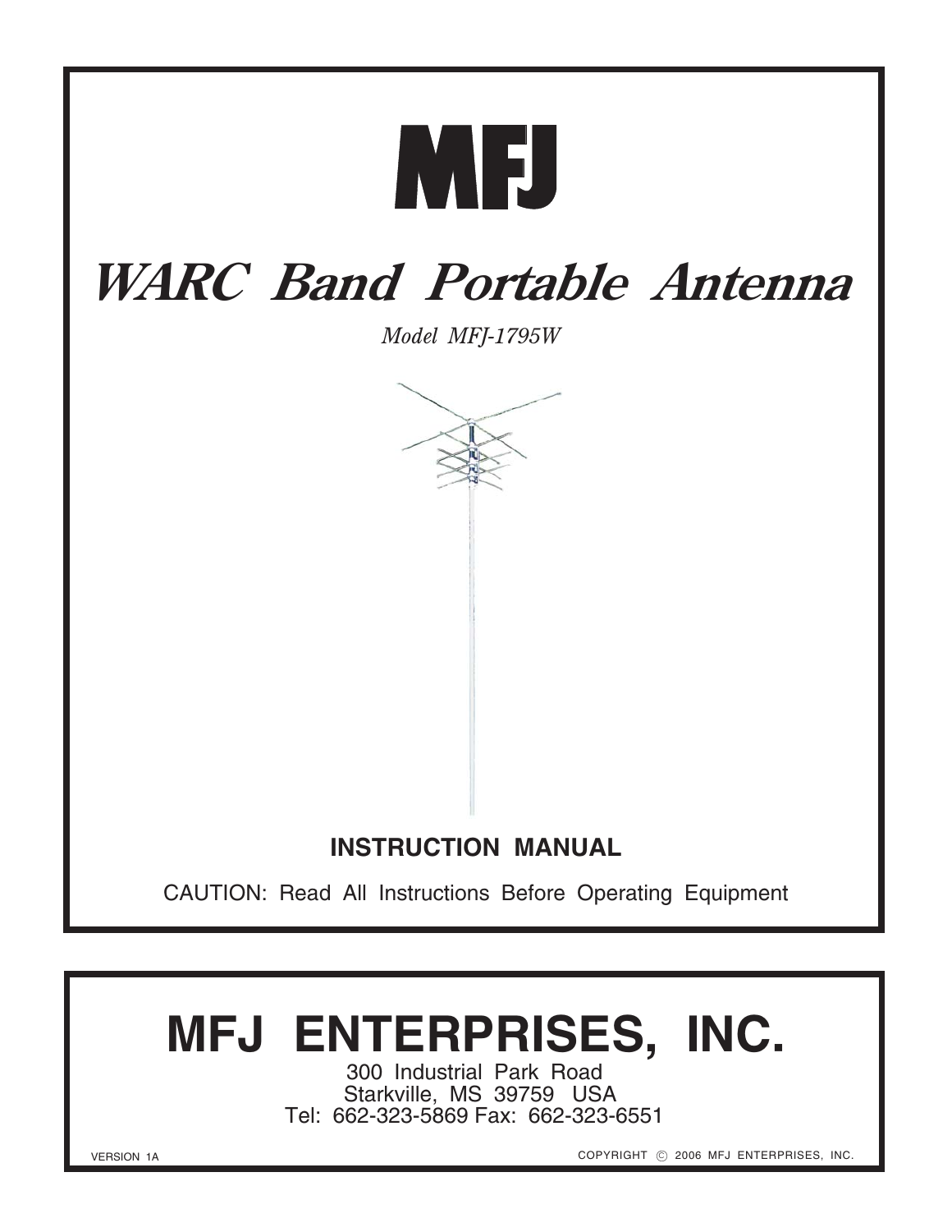# MFJ

# WARC Band Portable Antenna

*Model MFJ-1795W*

**INSTRUCTION MANUAL**

CAUTION: Read All Instructions Before Operating Equipment

## MFJ ENTERPRISES, INC.

300 Industrial Park Road
Starkville, MS 39759 USA
Tel: 662-323-5869 Fax: 662-323-6551

VERSION 1A

COPYRIGHT © 2006 MFJ ENTERPRISES, INC.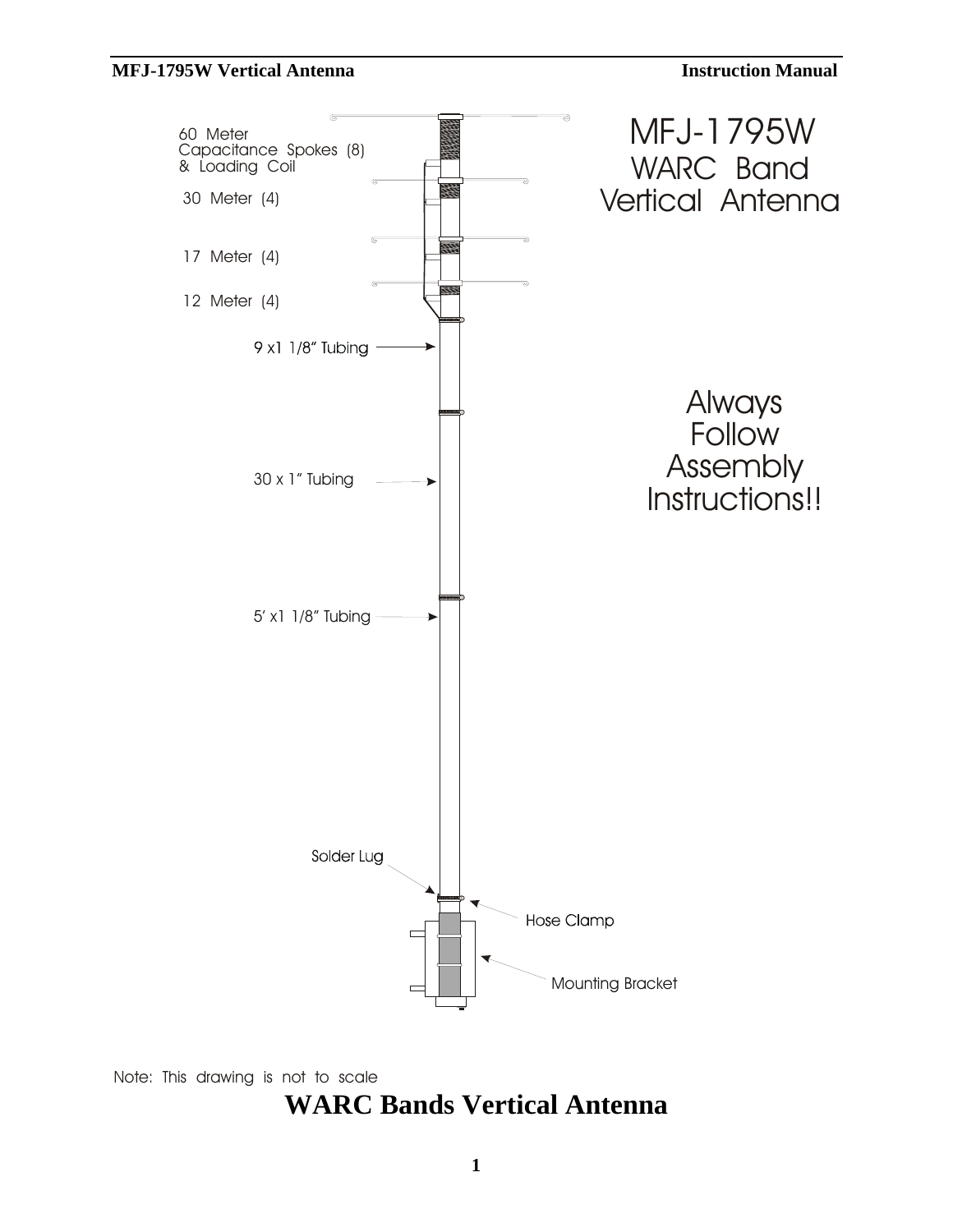MFJ-1795W
WARC Band
Vertical Antenna

60 Meter
Capacitance Spokes (8)
& Loading Coil

30 Meter (4)

17 Meter (4)

12 Meter (4)

9 x1 1/8" Tubing

30 x 1" Tubing

5' x1 1/8" Tubing

Solder Lug

Hose Clamp

Mounting Bracket

Always
Follow
Assembly
Instructions!!

Note: This drawing is not to scale

# WARC Bands Vertical Antenna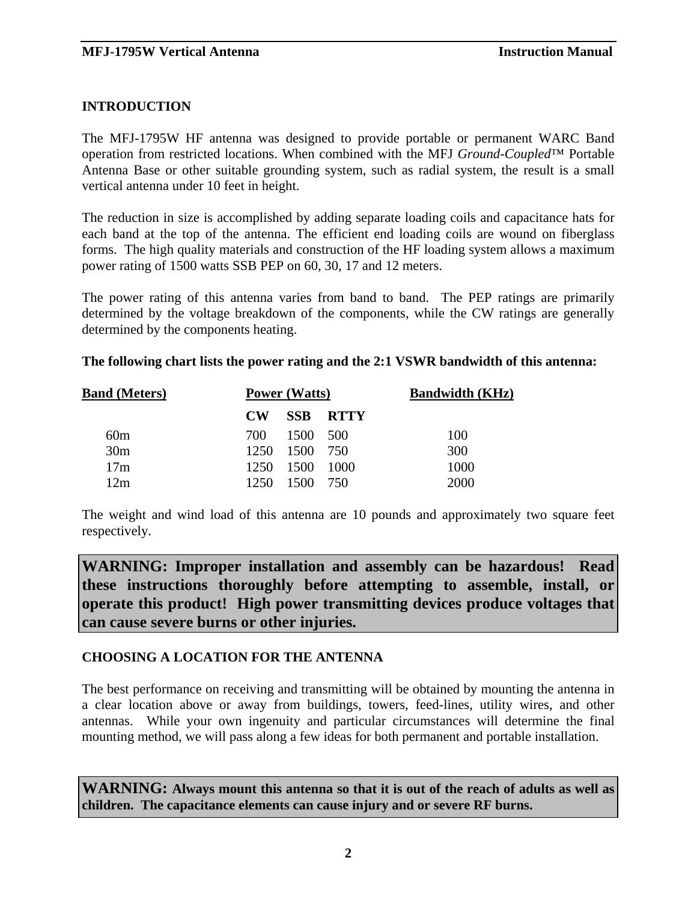## INTRODUCTION

The MFJ-1795W HF antenna was designed to provide portable or permanent WARC Band operation from restricted locations. When combined with the MFJ *Ground-Coupled*™ Portable Antenna Base or other suitable grounding system, such as radial system, the result is a small vertical antenna under 10 feet in height.

The reduction in size is accomplished by adding separate loading coils and capacitance hats for each band at the top of the antenna. The efficient end loading coils are wound on fiberglass forms. The high quality materials and construction of the HF loading system allows a maximum power rating of 1500 watts SSB PEP on 60, 30, 17 and 12 meters.

The power rating of this antenna varies from band to band. The PEP ratings are primarily determined by the voltage breakdown of the components, while the CW ratings are generally determined by the components heating.

**The following chart lists the power rating and the 2:1 VSWR bandwidth of this antenna:**

| Band (Meters) | Power (Watts) | | | Bandwidth (KHz) |
|---|---|---|---|---|
| | **CW** | **SSB** | **RTTY** | |
| 60m | 700 | 1500 | 500 | 100 |
| 30m | 1250 | 1500 | 750 | 300 |
| 17m | 1250 | 1500 | 1000 | 1000 |
| 12m | 1250 | 1500 | 750 | 2000 |

The weight and wind load of this antenna are 10 pounds and approximately two square feet respectively.

**WARNING: Improper installation and assembly can be hazardous! Read these instructions thoroughly before attempting to assemble, install, or operate this product! High power transmitting devices produce voltages that can cause severe burns or other injuries.**

## CHOOSING A LOCATION FOR THE ANTENNA

The best performance on receiving and transmitting will be obtained by mounting the antenna in a clear location above or away from buildings, towers, feed-lines, utility wires, and other antennas. While your own ingenuity and particular circumstances will determine the final mounting method, we will pass along a few ideas for both permanent and portable installation.

**WARNING: Always mount this antenna so that it is out of the reach of adults as well as children. The capacitance elements can cause injury and or severe RF burns.**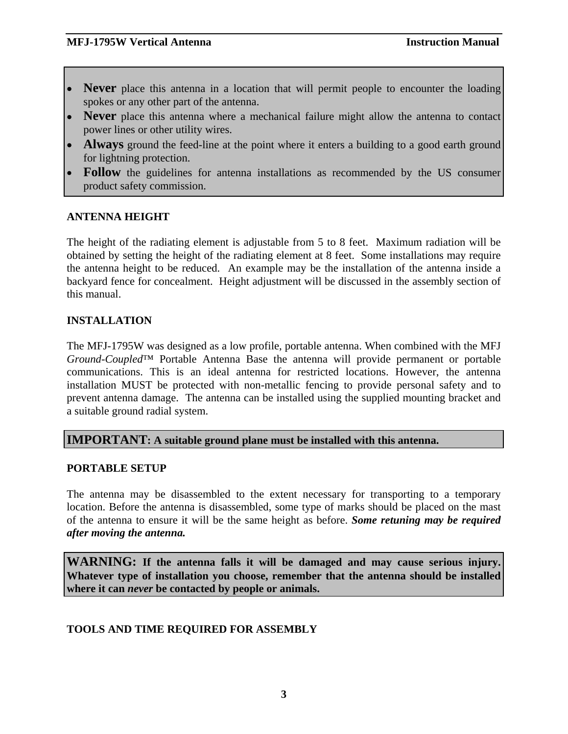- **Never** place this antenna in a location that will permit people to encounter the loading spokes or any other part of the antenna.
- **Never** place this antenna where a mechanical failure might allow the antenna to contact power lines or other utility wires.
- **Always** ground the feed-line at the point where it enters a building to a good earth ground for lightning protection.
- **Follow** the guidelines for antenna installations as recommended by the US consumer product safety commission.

### ANTENNA HEIGHT

The height of the radiating element is adjustable from 5 to 8 feet. Maximum radiation will be obtained by setting the height of the radiating element at 8 feet. Some installations may require the antenna height to be reduced. An example may be the installation of the antenna inside a backyard fence for concealment. Height adjustment will be discussed in the assembly section of this manual.

### INSTALLATION

The MFJ-1795W was designed as a low profile, portable antenna. When combined with the MFJ *Ground-Coupled*™ Portable Antenna Base the antenna will provide permanent or portable communications. This is an ideal antenna for restricted locations. However, the antenna installation MUST be protected with non-metallic fencing to provide personal safety and to prevent antenna damage. The antenna can be installed using the supplied mounting bracket and a suitable ground radial system.

**IMPORTANT: A suitable ground plane must be installed with this antenna.**

### PORTABLE SETUP

The antenna may be disassembled to the extent necessary for transporting to a temporary location. Before the antenna is disassembled, some type of marks should be placed on the mast of the antenna to ensure it will be the same height as before. ***Some retuning may be required after moving the antenna.***

**WARNING: If the antenna falls it will be damaged and may cause serious injury. Whatever type of installation you choose, remember that the antenna should be installed where it can *never* be contacted by people or animals.**

### TOOLS AND TIME REQUIRED FOR ASSEMBLY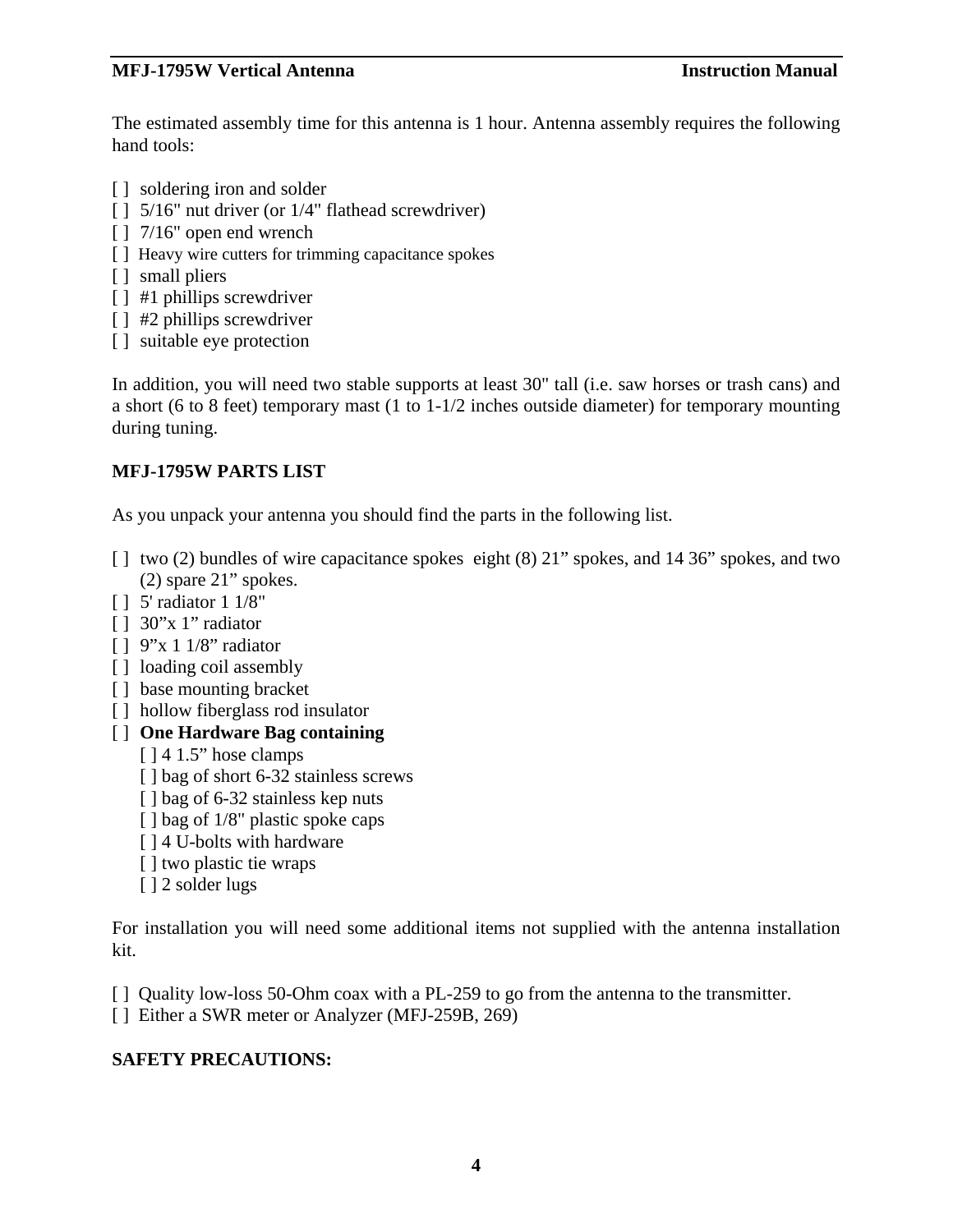The estimated assembly time for this antenna is 1 hour. Antenna assembly requires the following hand tools:

- [ ] soldering iron and solder
- [ ] 5/16" nut driver (or 1/4" flathead screwdriver)
- [ ] 7/16" open end wrench
- [ ] Heavy wire cutters for trimming capacitance spokes
- [ ] small pliers
- [ ] #1 phillips screwdriver
- [ ] #2 phillips screwdriver
- [ ] suitable eye protection

In addition, you will need two stable supports at least 30" tall (i.e. saw horses or trash cans) and a short (6 to 8 feet) temporary mast (1 to 1-1/2 inches outside diameter) for temporary mounting during tuning.

## MFJ-1795W PARTS LIST

As you unpack your antenna you should find the parts in the following list.

- [ ] two (2) bundles of wire capacitance spokes eight (8) 21" spokes, and 14 36" spokes, and two (2) spare 21" spokes.
- [ ] 5' radiator 1 1/8"
- [ ] 30"x 1" radiator
- [ ] 9"x 1 1/8" radiator
- [ ] loading coil assembly
- [ ] base mounting bracket
- [ ] hollow fiberglass rod insulator
- [ ] **One Hardware Bag containing**
  - [ ] 4 1.5" hose clamps
  - [ ] bag of short 6-32 stainless screws
  - [ ] bag of 6-32 stainless kep nuts
  - [ ] bag of 1/8" plastic spoke caps
  - [ ] 4 U-bolts with hardware
  - [ ] two plastic tie wraps
  - [ ] 2 solder lugs

For installation you will need some additional items not supplied with the antenna installation kit.

- [ ] Quality low-loss 50-Ohm coax with a PL-259 to go from the antenna to the transmitter.
- [ ] Either a SWR meter or Analyzer (MFJ-259B, 269)

## SAFETY PRECAUTIONS: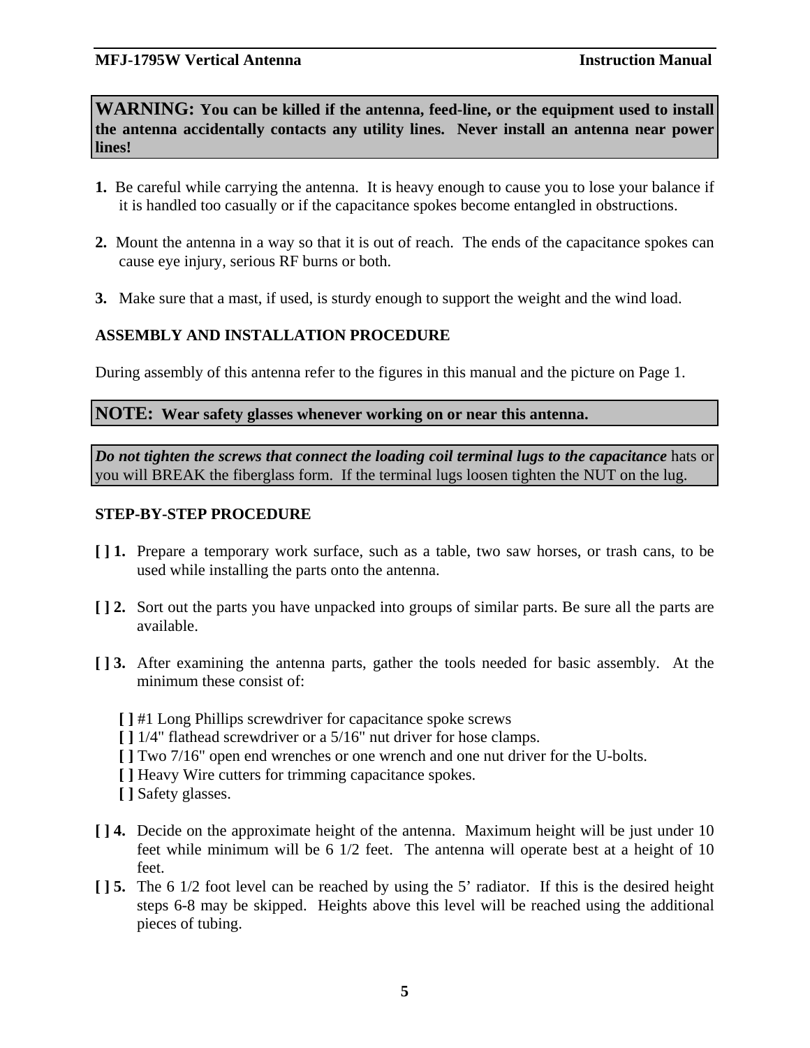**WARNING: You can be killed if the antenna, feed-line, or the equipment used to install the antenna accidentally contacts any utility lines. Never install an antenna near power lines!**

**1.** Be careful while carrying the antenna. It is heavy enough to cause you to lose your balance if it is handled too casually or if the capacitance spokes become entangled in obstructions.

**2.** Mount the antenna in a way so that it is out of reach. The ends of the capacitance spokes can cause eye injury, serious RF burns or both.

**3.** Make sure that a mast, if used, is sturdy enough to support the weight and the wind load.

## ASSEMBLY AND INSTALLATION PROCEDURE

During assembly of this antenna refer to the figures in this manual and the picture on Page 1.

**NOTE: Wear safety glasses whenever working on or near this antenna.**

***Do not tighten the screws that connect the loading coil terminal lugs to the capacitance*** hats or you will BREAK the fiberglass form. If the terminal lugs loosen tighten the NUT on the lug.

## STEP-BY-STEP PROCEDURE

**[ ] 1.** Prepare a temporary work surface, such as a table, two saw horses, or trash cans, to be used while installing the parts onto the antenna.

**[ ] 2.** Sort out the parts you have unpacked into groups of similar parts. Be sure all the parts are available.

**[ ] 3.** After examining the antenna parts, gather the tools needed for basic assembly. At the minimum these consist of:

- **[ ]** #1 Long Phillips screwdriver for capacitance spoke screws
- **[ ]** 1/4" flathead screwdriver or a 5/16" nut driver for hose clamps.
- **[ ]** Two 7/16" open end wrenches or one wrench and one nut driver for the U-bolts.
- **[ ]** Heavy Wire cutters for trimming capacitance spokes.
- **[ ]** Safety glasses.

**[ ] 4.** Decide on the approximate height of the antenna. Maximum height will be just under 10 feet while minimum will be 6 1/2 feet. The antenna will operate best at a height of 10 feet.

**[ ] 5.** The 6 1/2 foot level can be reached by using the 5' radiator. If this is the desired height steps 6-8 may be skipped. Heights above this level will be reached using the additional pieces of tubing.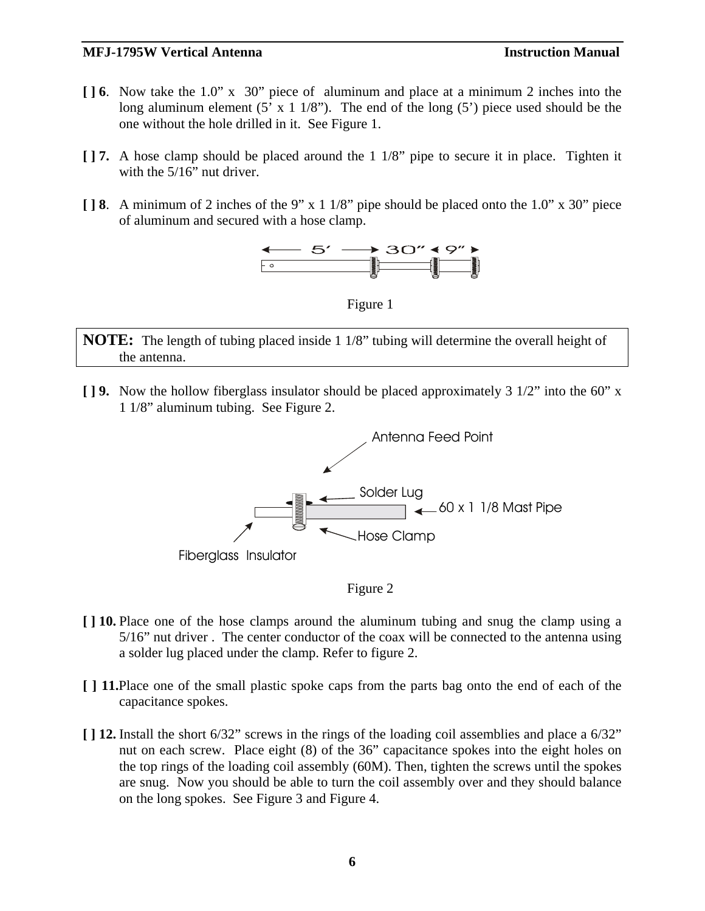**[ ] 6**. Now take the 1.0" x 30" piece of aluminum and place at a minimum 2 inches into the long aluminum element (5' x 1 1/8"). The end of the long (5') piece used should be the one without the hole drilled in it. See Figure 1.

**[ ] 7.** A hose clamp should be placed around the 1 1/8" pipe to secure it in place. Tighten it with the 5/16" nut driver.

**[ ] 8**. A minimum of 2 inches of the 9" x 1 1/8" pipe should be placed onto the 1.0" x 30" piece of aluminum and secured with a hose clamp.

Figure 1

> **NOTE:** The length of tubing placed inside 1 1/8" tubing will determine the overall height of the antenna.

**[ ] 9.** Now the hollow fiberglass insulator should be placed approximately 3 1/2" into the 60" x 1 1/8" aluminum tubing. See Figure 2.

Figure 2

**[ ] 10.** Place one of the hose clamps around the aluminum tubing and snug the clamp using a 5/16" nut driver . The center conductor of the coax will be connected to the antenna using a solder lug placed under the clamp. Refer to figure 2.

**[ ] 11.** Place one of the small plastic spoke caps from the parts bag onto the end of each of the capacitance spokes.

**[ ] 12.** Install the short 6/32" screws in the rings of the loading coil assemblies and place a 6/32" nut on each screw. Place eight (8) of the 36" capacitance spokes into the eight holes on the top rings of the loading coil assembly (60M). Then, tighten the screws until the spokes are snug. Now you should be able to turn the coil assembly over and they should balance on the long spokes. See Figure 3 and Figure 4.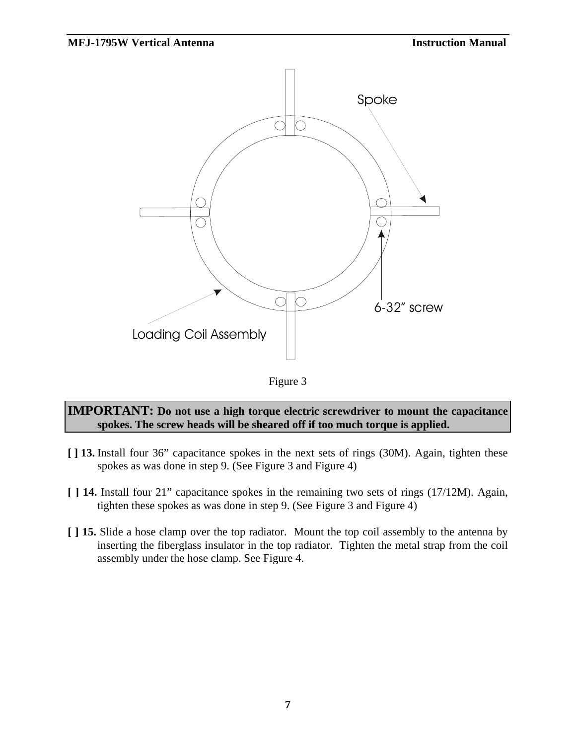Spoke

6-32" screw

Loading Coil Assembly

Figure 3

**IMPORTANT: Do not use a high torque electric screwdriver to mount the capacitance spokes. The screw heads will be sheared off if too much torque is applied.**

**[ ] 13.** Install four 36" capacitance spokes in the next sets of rings (30M). Again, tighten these spokes as was done in step 9. (See Figure 3 and Figure 4)

**[ ] 14.** Install four 21" capacitance spokes in the remaining two sets of rings (17/12M). Again, tighten these spokes as was done in step 9. (See Figure 3 and Figure 4)

**[ ] 15.** Slide a hose clamp over the top radiator. Mount the top coil assembly to the antenna by inserting the fiberglass insulator in the top radiator. Tighten the metal strap from the coil assembly under the hose clamp. See Figure 4.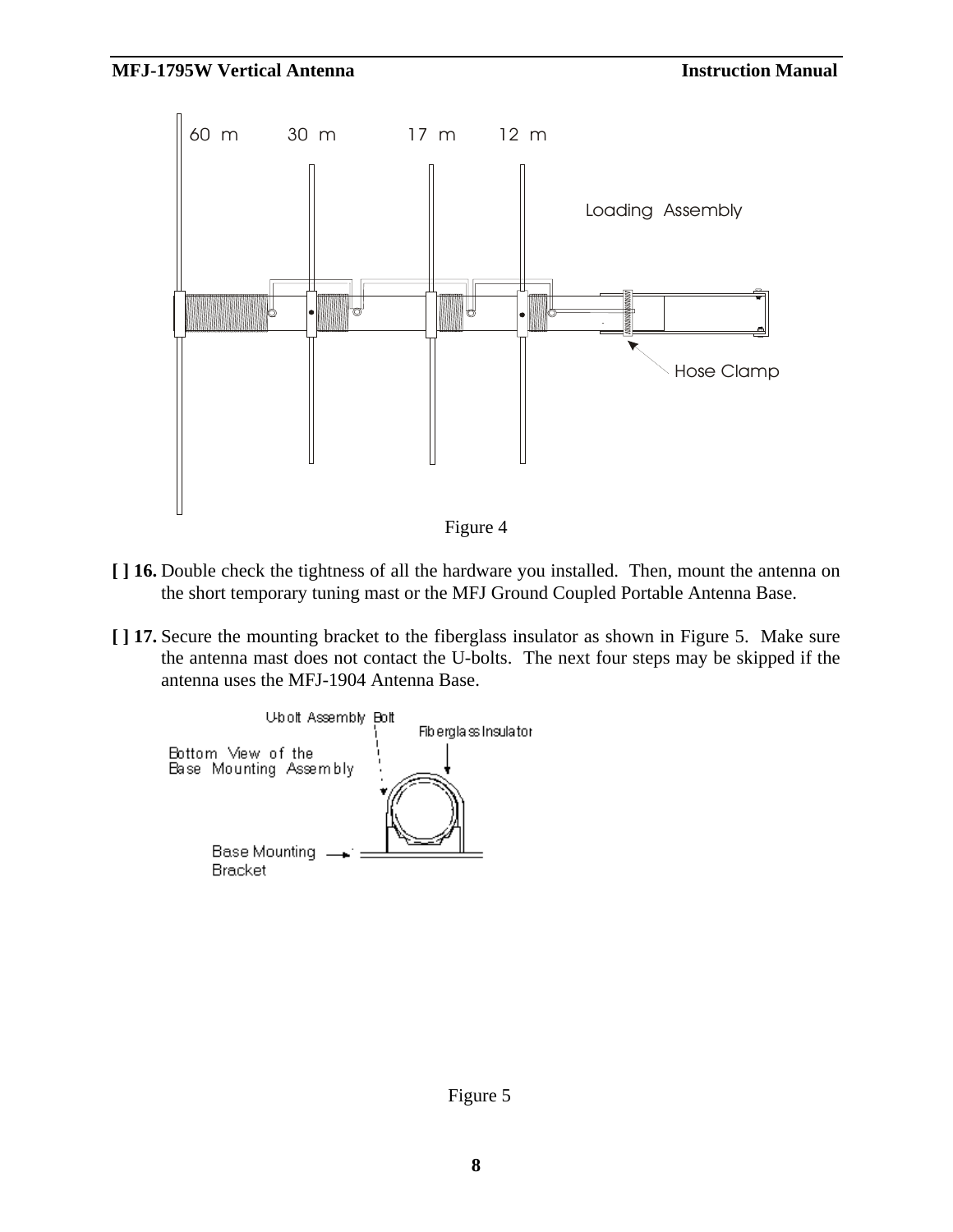Figure 4

[ ] 16. Double check the tightness of all the hardware you installed. Then, mount the antenna on the short temporary tuning mast or the MFJ Ground Coupled Portable Antenna Base.

[ ] 17. Secure the mounting bracket to the fiberglass insulator as shown in Figure 5. Make sure the antenna mast does not contact the U-bolts. The next four steps may be skipped if the antenna uses the MFJ-1904 Antenna Base.

Figure 5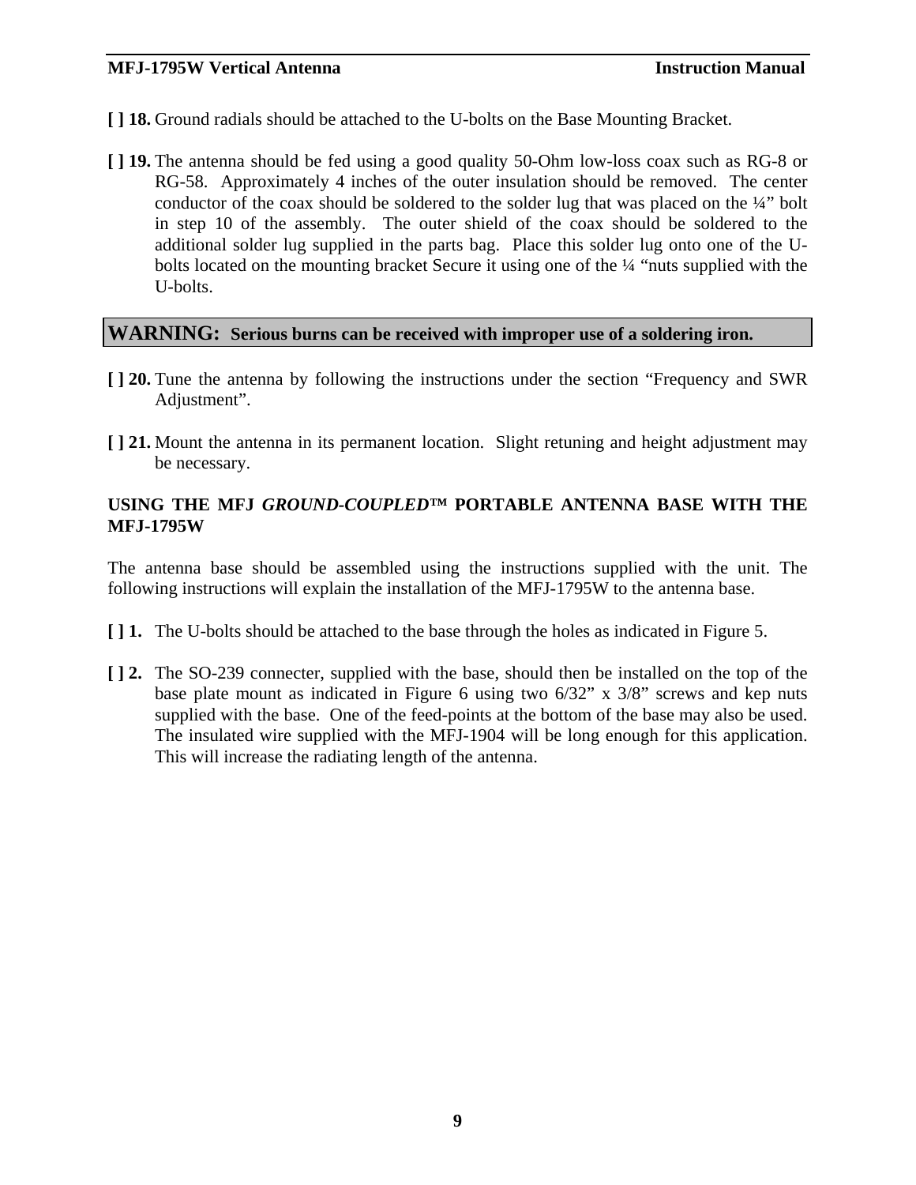**[ ] 18.** Ground radials should be attached to the U-bolts on the Base Mounting Bracket.

**[ ] 19.** The antenna should be fed using a good quality 50-Ohm low-loss coax such as RG-8 or RG-58. Approximately 4 inches of the outer insulation should be removed. The center conductor of the coax should be soldered to the solder lug that was placed on the ¼" bolt in step 10 of the assembly. The outer shield of the coax should be soldered to the additional solder lug supplied in the parts bag. Place this solder lug onto one of the U-bolts located on the mounting bracket Secure it using one of the ¼ "nuts supplied with the U-bolts.

**WARNING: Serious burns can be received with improper use of a soldering iron.**

**[ ] 20.** Tune the antenna by following the instructions under the section "Frequency and SWR Adjustment".

**[ ] 21.** Mount the antenna in its permanent location. Slight retuning and height adjustment may be necessary.

**USING THE MFJ *GROUND-COUPLED™* PORTABLE ANTENNA BASE WITH THE MFJ-1795W**

The antenna base should be assembled using the instructions supplied with the unit. The following instructions will explain the installation of the MFJ-1795W to the antenna base.

**[ ] 1.** The U-bolts should be attached to the base through the holes as indicated in Figure 5.

**[ ] 2.** The SO-239 connecter, supplied with the base, should then be installed on the top of the base plate mount as indicated in Figure 6 using two 6/32" x 3/8" screws and kep nuts supplied with the base. One of the feed-points at the bottom of the base may also be used. The insulated wire supplied with the MFJ-1904 will be long enough for this application. This will increase the radiating length of the antenna.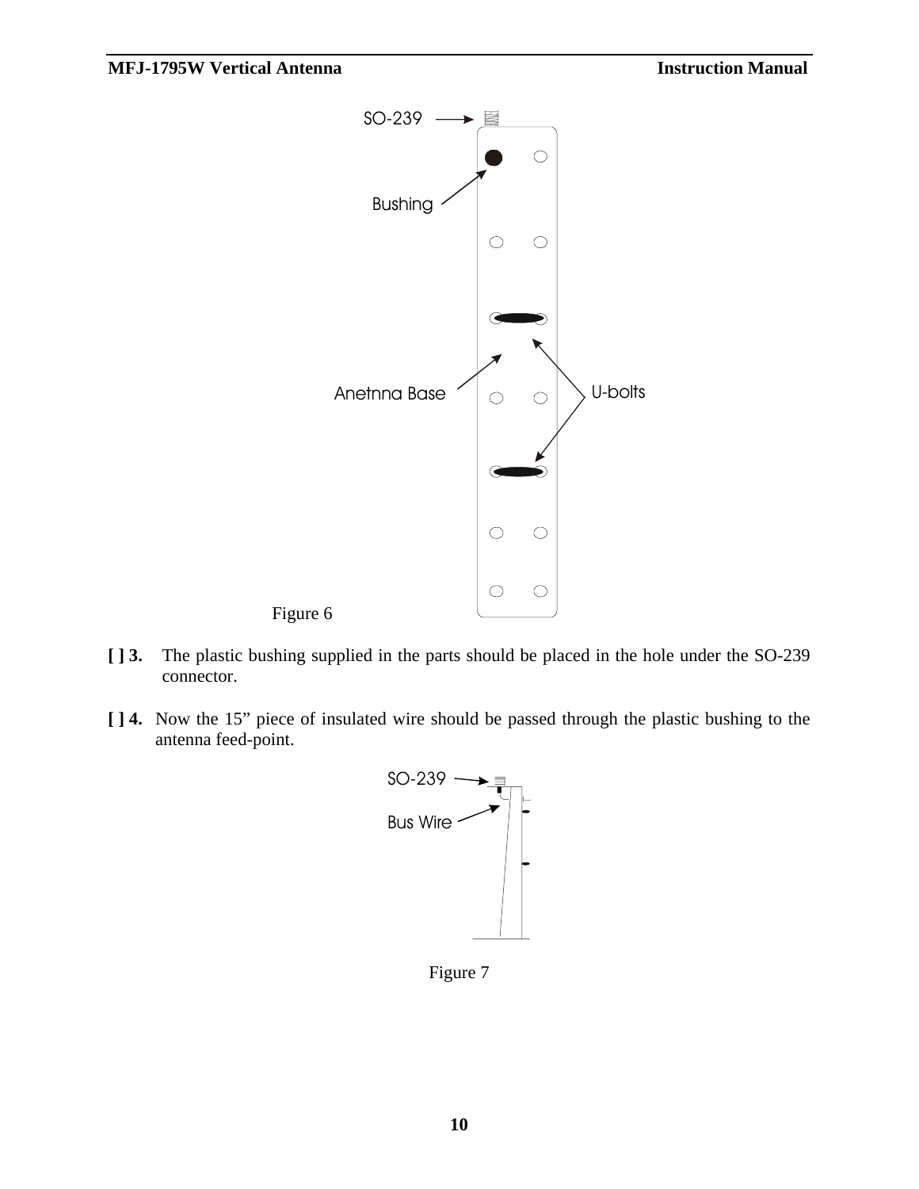Figure 6

[ ] 3. The plastic bushing supplied in the parts should be placed in the hole under the SO-239 connector.

[ ] 4. Now the 15” piece of insulated wire should be passed through the plastic bushing to the antenna feed-point.

Figure 7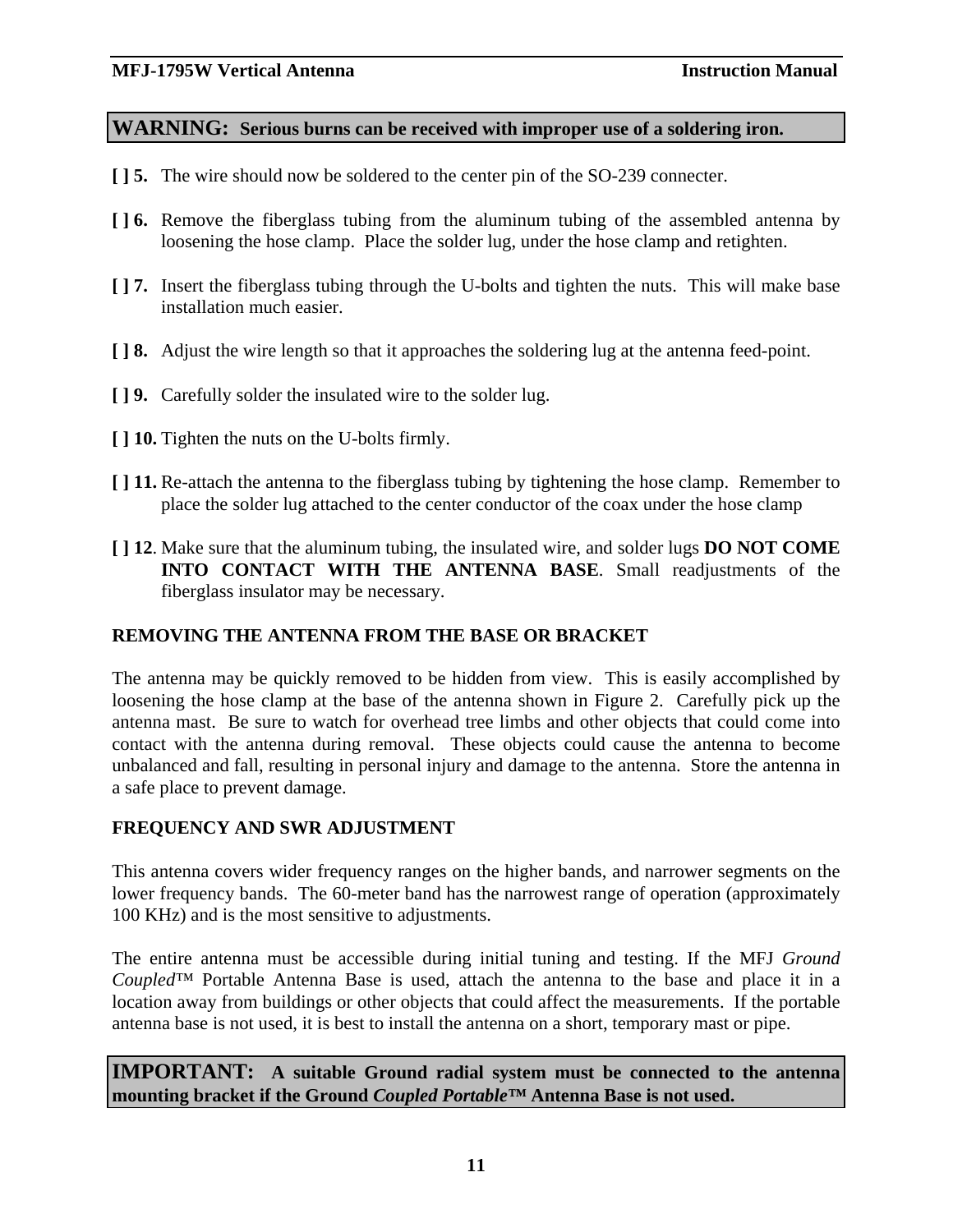**WARNING: Serious burns can be received with improper use of a soldering iron.**

**[ ] 5.** The wire should now be soldered to the center pin of the SO-239 connecter.

**[ ] 6.** Remove the fiberglass tubing from the aluminum tubing of the assembled antenna by loosening the hose clamp. Place the solder lug, under the hose clamp and retighten.

**[ ] 7.** Insert the fiberglass tubing through the U-bolts and tighten the nuts. This will make base installation much easier.

**[ ] 8.** Adjust the wire length so that it approaches the soldering lug at the antenna feed-point.

**[ ] 9.** Carefully solder the insulated wire to the solder lug.

**[ ] 10.** Tighten the nuts on the U-bolts firmly.

**[ ] 11.** Re-attach the antenna to the fiberglass tubing by tightening the hose clamp. Remember to place the solder lug attached to the center conductor of the coax under the hose clamp

**[ ] 12**. Make sure that the aluminum tubing, the insulated wire, and solder lugs **DO NOT COME INTO CONTACT WITH THE ANTENNA BASE**. Small readjustments of the fiberglass insulator may be necessary.

### REMOVING THE ANTENNA FROM THE BASE OR BRACKET

The antenna may be quickly removed to be hidden from view. This is easily accomplished by loosening the hose clamp at the base of the antenna shown in Figure 2. Carefully pick up the antenna mast. Be sure to watch for overhead tree limbs and other objects that could come into contact with the antenna during removal. These objects could cause the antenna to become unbalanced and fall, resulting in personal injury and damage to the antenna. Store the antenna in a safe place to prevent damage.

### FREQUENCY AND SWR ADJUSTMENT

This antenna covers wider frequency ranges on the higher bands, and narrower segments on the lower frequency bands. The 60-meter band has the narrowest range of operation (approximately 100 KHz) and is the most sensitive to adjustments.

The entire antenna must be accessible during initial tuning and testing. If the MFJ *Ground Coupled*™ Portable Antenna Base is used, attach the antenna to the base and place it in a location away from buildings or other objects that could affect the measurements. If the portable antenna base is not used, it is best to install the antenna on a short, temporary mast or pipe.

**IMPORTANT: A suitable Ground radial system must be connected to the antenna mounting bracket if the Ground *Coupled Portable*™ Antenna Base is not used.**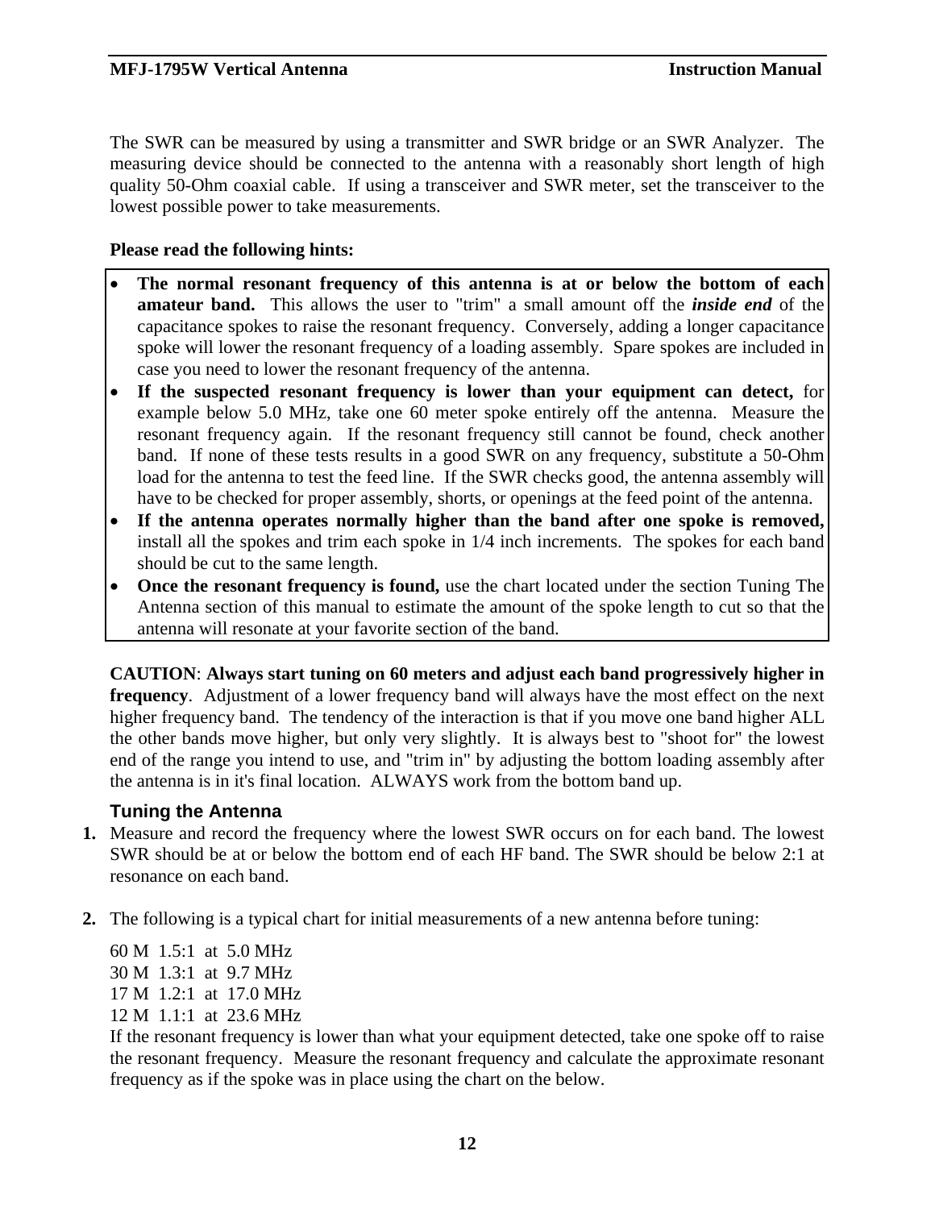The SWR can be measured by using a transmitter and SWR bridge or an SWR Analyzer. The measuring device should be connected to the antenna with a reasonably short length of high quality 50-Ohm coaxial cable. If using a transceiver and SWR meter, set the transceiver to the lowest possible power to take measurements.

**Please read the following hints:**

- **The normal resonant frequency of this antenna is at or below the bottom of each amateur band.** This allows the user to "trim" a small amount off the ***inside end*** of the capacitance spokes to raise the resonant frequency. Conversely, adding a longer capacitance spoke will lower the resonant frequency of a loading assembly. Spare spokes are included in case you need to lower the resonant frequency of the antenna.
- **If the suspected resonant frequency is lower than your equipment can detect,** for example below 5.0 MHz, take one 60 meter spoke entirely off the antenna. Measure the resonant frequency again. If the resonant frequency still cannot be found, check another band. If none of these tests results in a good SWR on any frequency, substitute a 50-Ohm load for the antenna to test the feed line. If the SWR checks good, the antenna assembly will have to be checked for proper assembly, shorts, or openings at the feed point of the antenna.
- **If the antenna operates normally higher than the band after one spoke is removed,** install all the spokes and trim each spoke in 1/4 inch increments. The spokes for each band should be cut to the same length.
- **Once the resonant frequency is found,** use the chart located under the section Tuning The Antenna section of this manual to estimate the amount of the spoke length to cut so that the antenna will resonate at your favorite section of the band.

**CAUTION**: **Always start tuning on 60 meters and adjust each band progressively higher in frequency**. Adjustment of a lower frequency band will always have the most effect on the next higher frequency band. The tendency of the interaction is that if you move one band higher ALL the other bands move higher, but only very slightly. It is always best to "shoot for" the lowest end of the range you intend to use, and "trim in" by adjusting the bottom loading assembly after the antenna is in it's final location. ALWAYS work from the bottom band up.

## Tuning the Antenna

1. Measure and record the frequency where the lowest SWR occurs on for each band. The lowest SWR should be at or below the bottom end of each HF band. The SWR should be below 2:1 at resonance on each band.

2. The following is a typical chart for initial measurements of a new antenna before tuning:

   60 M 1.5:1 at 5.0 MHz
   30 M 1.3:1 at 9.7 MHz
   17 M 1.2:1 at 17.0 MHz
   12 M 1.1:1 at 23.6 MHz

   If the resonant frequency is lower than what your equipment detected, take one spoke off to raise the resonant frequency. Measure the resonant frequency and calculate the approximate resonant frequency as if the spoke was in place using the chart on the below.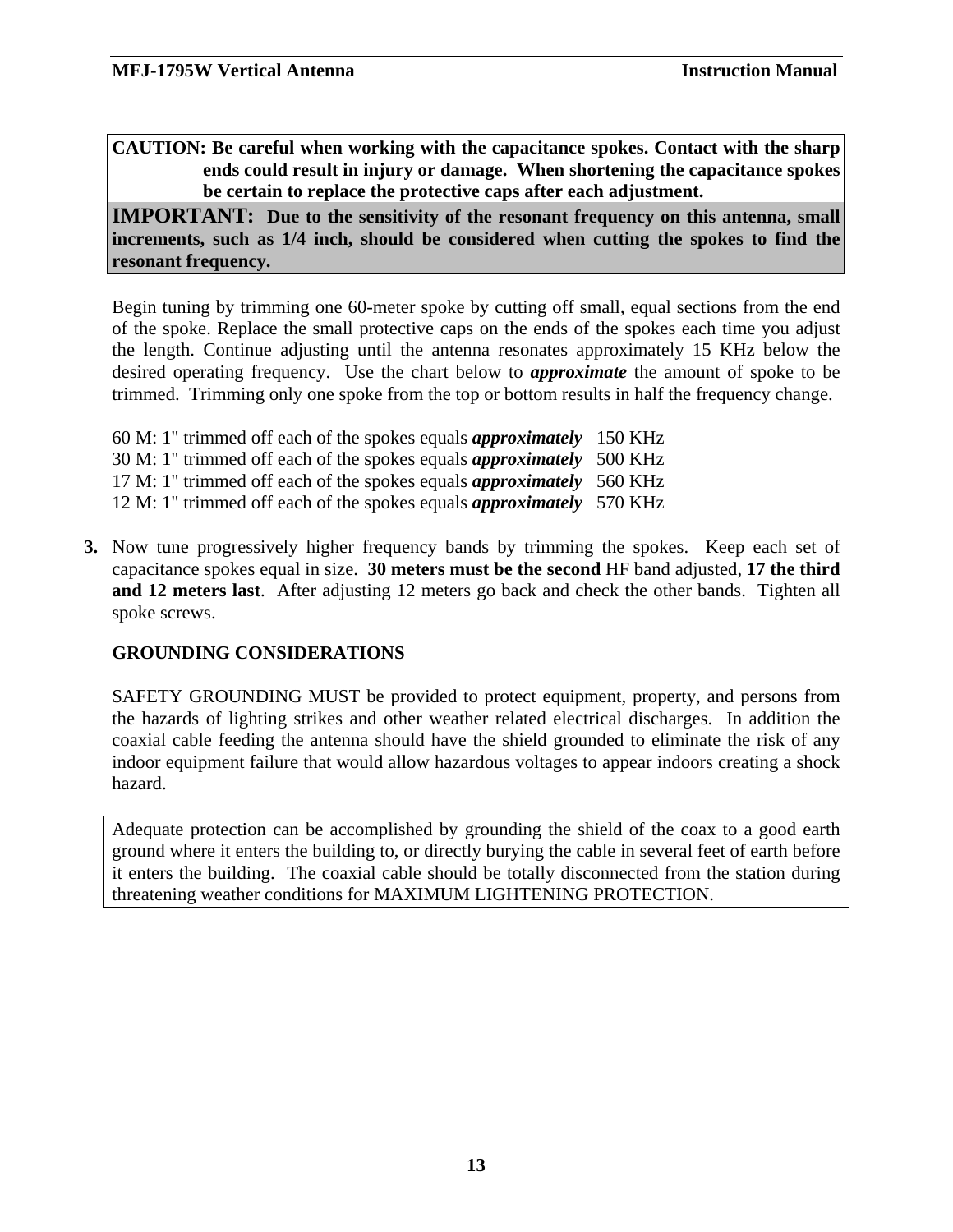**CAUTION: Be careful when working with the capacitance spokes. Contact with the sharp ends could result in injury or damage. When shortening the capacitance spokes be certain to replace the protective caps after each adjustment.**

**IMPORTANT: Due to the sensitivity of the resonant frequency on this antenna, small increments, such as 1/4 inch, should be considered when cutting the spokes to find the resonant frequency.**

Begin tuning by trimming one 60-meter spoke by cutting off small, equal sections from the end of the spoke. Replace the small protective caps on the ends of the spokes each time you adjust the length. Continue adjusting until the antenna resonates approximately 15 KHz below the desired operating frequency. Use the chart below to ***approximate*** the amount of spoke to be trimmed. Trimming only one spoke from the top or bottom results in half the frequency change.

60 M: 1" trimmed off each of the spokes equals ***approximately*** 150 KHz
30 M: 1" trimmed off each of the spokes equals ***approximately*** 500 KHz
17 M: 1" trimmed off each of the spokes equals ***approximately*** 560 KHz
12 M: 1" trimmed off each of the spokes equals ***approximately*** 570 KHz

**3.** Now tune progressively higher frequency bands by trimming the spokes. Keep each set of capacitance spokes equal in size. **30 meters must be the second** HF band adjusted, **17 the third and 12 meters last**. After adjusting 12 meters go back and check the other bands. Tighten all spoke screws.

## GROUNDING CONSIDERATIONS

SAFETY GROUNDING MUST be provided to protect equipment, property, and persons from the hazards of lighting strikes and other weather related electrical discharges. In addition the coaxial cable feeding the antenna should have the shield grounded to eliminate the risk of any indoor equipment failure that would allow hazardous voltages to appear indoors creating a shock hazard.

Adequate protection can be accomplished by grounding the shield of the coax to a good earth ground where it enters the building to, or directly burying the cable in several feet of earth before it enters the building. The coaxial cable should be totally disconnected from the station during threatening weather conditions for MAXIMUM LIGHTENING PROTECTION.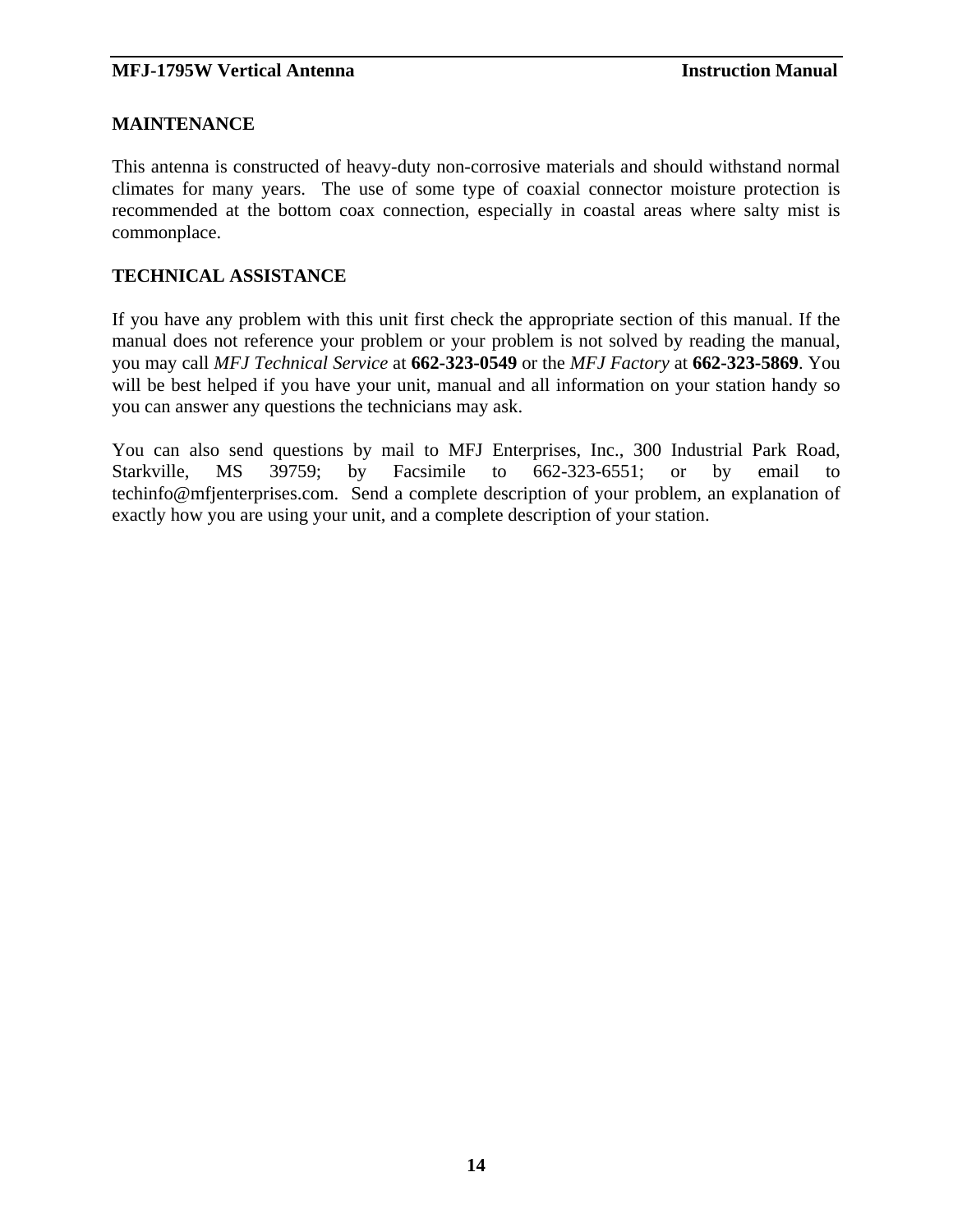## MAINTENANCE

This antenna is constructed of heavy-duty non-corrosive materials and should withstand normal climates for many years. The use of some type of coaxial connector moisture protection is recommended at the bottom coax connection, especially in coastal areas where salty mist is commonplace.

## TECHNICAL ASSISTANCE

If you have any problem with this unit first check the appropriate section of this manual. If the manual does not reference your problem or your problem is not solved by reading the manual, you may call *MFJ Technical Service* at **662-323-0549** or the *MFJ Factory* at **662-323-5869**. You will be best helped if you have your unit, manual and all information on your station handy so you can answer any questions the technicians may ask.

You can also send questions by mail to MFJ Enterprises, Inc., 300 Industrial Park Road, Starkville, MS 39759; by Facsimile to 662-323-6551; or by email to techinfo@mfjenterprises.com. Send a complete description of your problem, an explanation of exactly how you are using your unit, and a complete description of your station.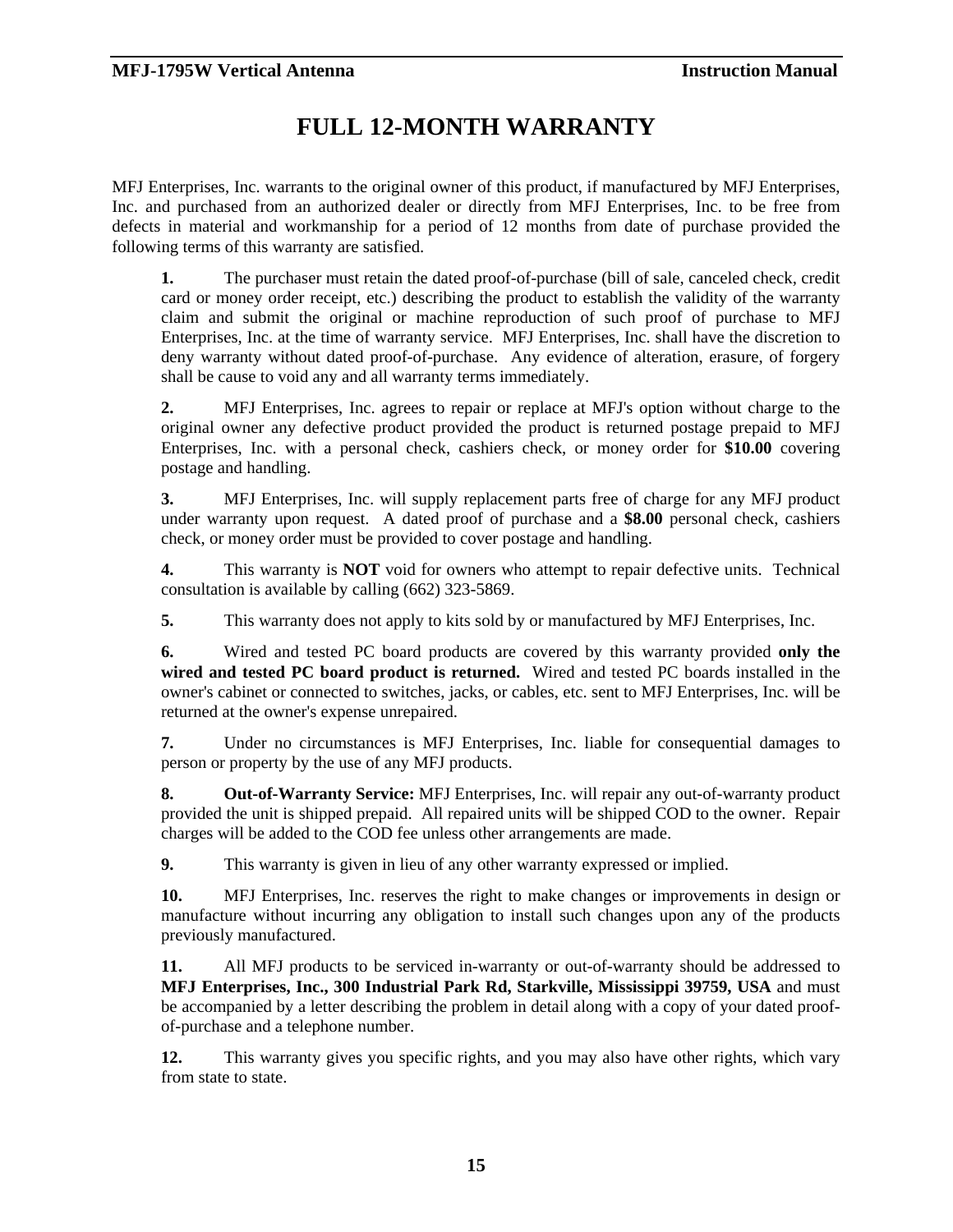# FULL 12-MONTH WARRANTY

MFJ Enterprises, Inc. warrants to the original owner of this product, if manufactured by MFJ Enterprises, Inc. and purchased from an authorized dealer or directly from MFJ Enterprises, Inc. to be free from defects in material and workmanship for a period of 12 months from date of purchase provided the following terms of this warranty are satisfied.

**1.** The purchaser must retain the dated proof-of-purchase (bill of sale, canceled check, credit card or money order receipt, etc.) describing the product to establish the validity of the warranty claim and submit the original or machine reproduction of such proof of purchase to MFJ Enterprises, Inc. at the time of warranty service. MFJ Enterprises, Inc. shall have the discretion to deny warranty without dated proof-of-purchase. Any evidence of alteration, erasure, of forgery shall be cause to void any and all warranty terms immediately.

**2.** MFJ Enterprises, Inc. agrees to repair or replace at MFJ's option without charge to the original owner any defective product provided the product is returned postage prepaid to MFJ Enterprises, Inc. with a personal check, cashiers check, or money order for **$10.00** covering postage and handling.

**3.** MFJ Enterprises, Inc. will supply replacement parts free of charge for any MFJ product under warranty upon request. A dated proof of purchase and a **$8.00** personal check, cashiers check, or money order must be provided to cover postage and handling.

**4.** This warranty is **NOT** void for owners who attempt to repair defective units. Technical consultation is available by calling (662) 323-5869.

**5.** This warranty does not apply to kits sold by or manufactured by MFJ Enterprises, Inc.

**6.** Wired and tested PC board products are covered by this warranty provided **only the wired and tested PC board product is returned.** Wired and tested PC boards installed in the owner's cabinet or connected to switches, jacks, or cables, etc. sent to MFJ Enterprises, Inc. will be returned at the owner's expense unrepaired.

**7.** Under no circumstances is MFJ Enterprises, Inc. liable for consequential damages to person or property by the use of any MFJ products.

**8.** **Out-of-Warranty Service:** MFJ Enterprises, Inc. will repair any out-of-warranty product provided the unit is shipped prepaid. All repaired units will be shipped COD to the owner. Repair charges will be added to the COD fee unless other arrangements are made.

**9.** This warranty is given in lieu of any other warranty expressed or implied.

**10.** MFJ Enterprises, Inc. reserves the right to make changes or improvements in design or manufacture without incurring any obligation to install such changes upon any of the products previously manufactured.

**11.** All MFJ products to be serviced in-warranty or out-of-warranty should be addressed to **MFJ Enterprises, Inc., 300 Industrial Park Rd, Starkville, Mississippi 39759, USA** and must be accompanied by a letter describing the problem in detail along with a copy of your dated proof-of-purchase and a telephone number.

**12.** This warranty gives you specific rights, and you may also have other rights, which vary from state to state.